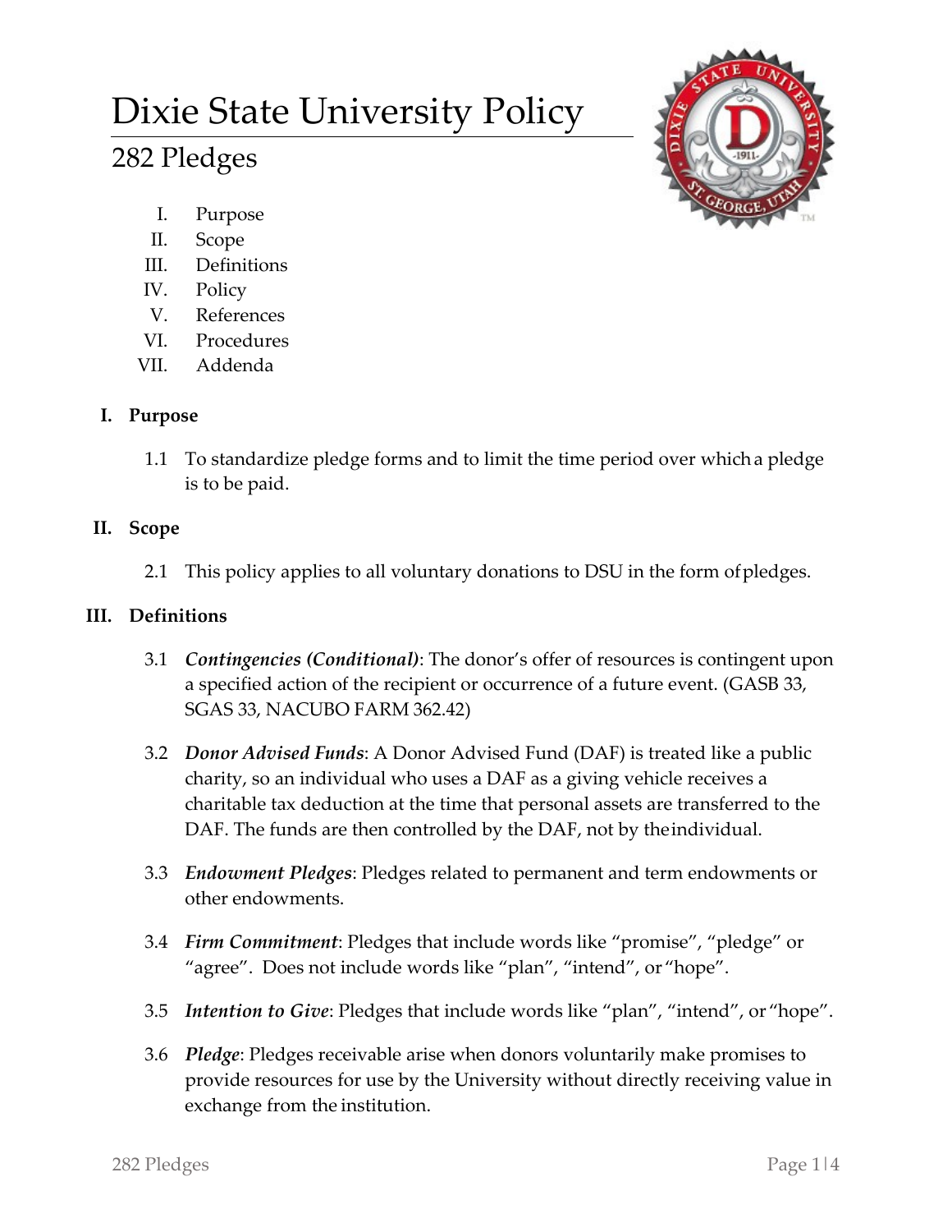# Dixie State University Policy

## 282 Pledges

I. Purpose
II. Scope
III. Definitions
IV. Policy
V. References
VI. Procedures
VII. Addenda

### I. Purpose

1.1 To standardize pledge forms and to limit the time period over which a pledge is to be paid.

### II. Scope

2.1 This policy applies to all voluntary donations to DSU in the form of pledges.

### III. Definitions

3.1 ***Contingencies (Conditional)***: The donor's offer of resources is contingent upon a specified action of the recipient or occurrence of a future event. (GASB 33, SGAS 33, NACUBO FARM 362.42)

3.2 ***Donor Advised Funds***: A Donor Advised Fund (DAF) is treated like a public charity, so an individual who uses a DAF as a giving vehicle receives a charitable tax deduction at the time that personal assets are transferred to the DAF. The funds are then controlled by the DAF, not by the individual.

3.3 ***Endowment Pledges***: Pledges related to permanent and term endowments or other endowments.

3.4 ***Firm Commitment***: Pledges that include words like "promise", "pledge" or "agree". Does not include words like "plan", "intend", or "hope".

3.5 ***Intention to Give***: Pledges that include words like "plan", "intend", or "hope".

3.6 ***Pledge***: Pledges receivable arise when donors voluntarily make promises to provide resources for use by the University without directly receiving value in exchange from the institution.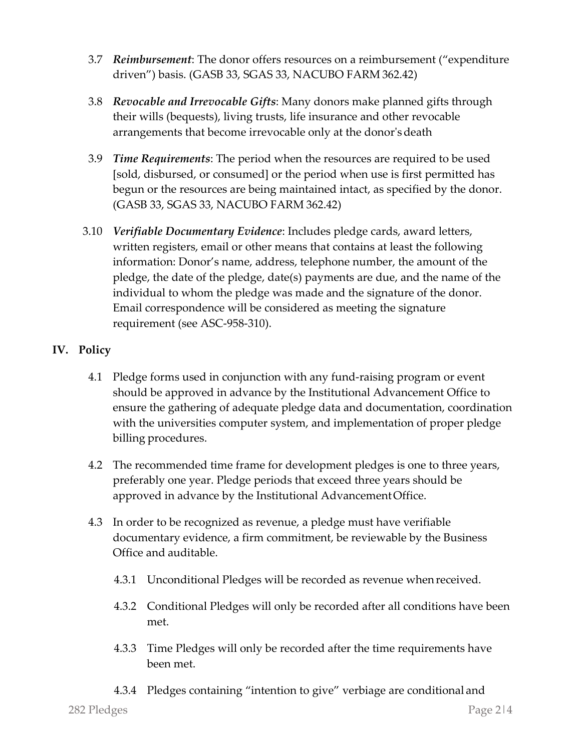3.7 ***Reimbursement***: The donor offers resources on a reimbursement ("expenditure driven") basis. (GASB 33, SGAS 33, NACUBO FARM 362.42)

3.8 ***Revocable and Irrevocable Gifts***: Many donors make planned gifts through their wills (bequests), living trusts, life insurance and other revocable arrangements that become irrevocable only at the donor's death

3.9 ***Time Requirements***: The period when the resources are required to be used [sold, disbursed, or consumed] or the period when use is first permitted has begun or the resources are being maintained intact, as specified by the donor. (GASB 33, SGAS 33, NACUBO FARM 362.42)

3.10 ***Verifiable Documentary Evidence***: Includes pledge cards, award letters, written registers, email or other means that contains at least the following information: Donor's name, address, telephone number, the amount of the pledge, the date of the pledge, date(s) payments are due, and the name of the individual to whom the pledge was made and the signature of the donor. Email correspondence will be considered as meeting the signature requirement (see ASC-958-310).

## IV. Policy

4.1 Pledge forms used in conjunction with any fund-raising program or event should be approved in advance by the Institutional Advancement Office to ensure the gathering of adequate pledge data and documentation, coordination with the universities computer system, and implementation of proper pledge billing procedures.

4.2 The recommended time frame for development pledges is one to three years, preferably one year. Pledge periods that exceed three years should be approved in advance by the Institutional Advancement Office.

4.3 In order to be recognized as revenue, a pledge must have verifiable documentary evidence, a firm commitment, be reviewable by the Business Office and auditable.

4.3.1 Unconditional Pledges will be recorded as revenue when received.

4.3.2 Conditional Pledges will only be recorded after all conditions have been met.

4.3.3 Time Pledges will only be recorded after the time requirements have been met.

4.3.4 Pledges containing "intention to give" verbiage are conditional and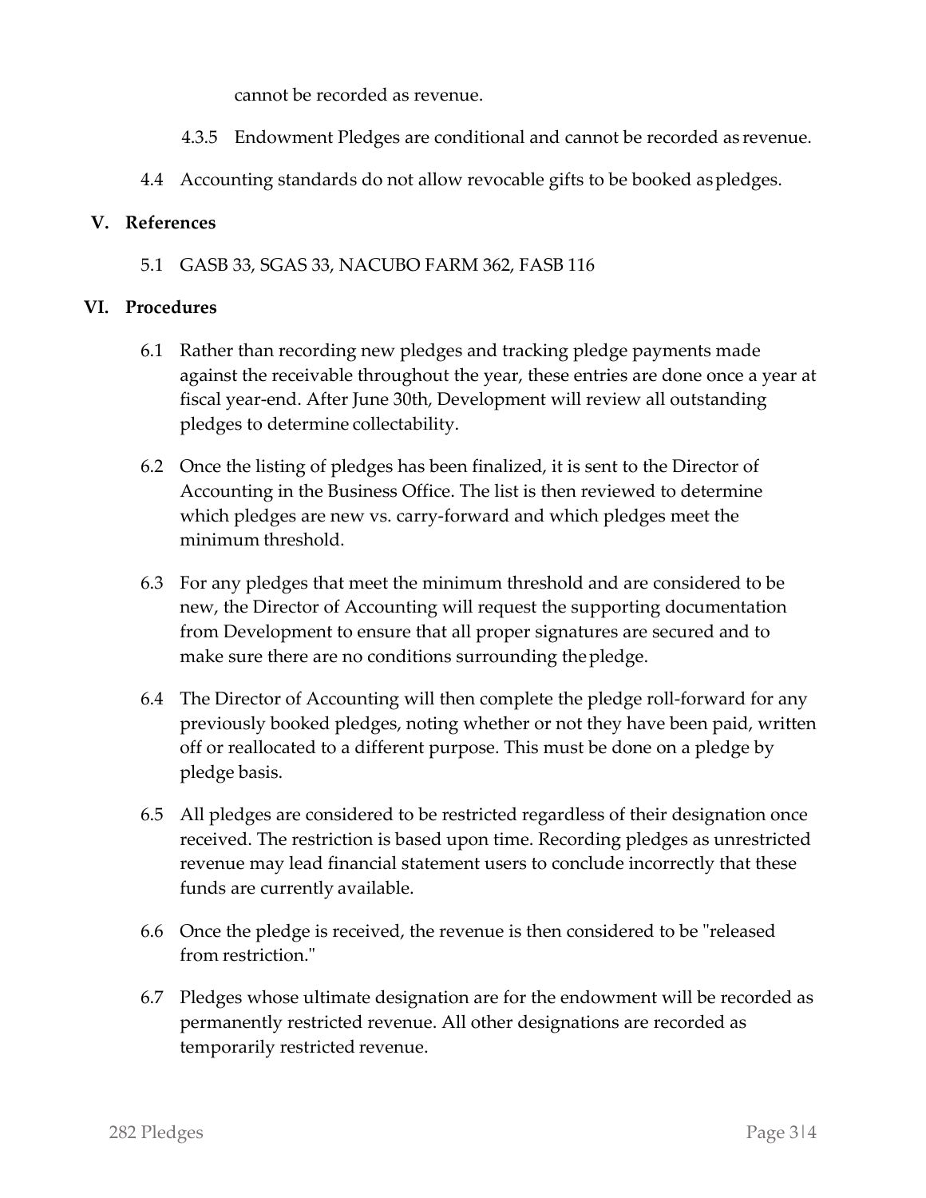cannot be recorded as revenue.

4.3.5 Endowment Pledges are conditional and cannot be recorded as revenue.

4.4 Accounting standards do not allow revocable gifts to be booked as pledges.

## V. References

5.1 GASB 33, SGAS 33, NACUBO FARM 362, FASB 116

## VI. Procedures

6.1 Rather than recording new pledges and tracking pledge payments made against the receivable throughout the year, these entries are done once a year at fiscal year-end. After June 30th, Development will review all outstanding pledges to determine collectability.

6.2 Once the listing of pledges has been finalized, it is sent to the Director of Accounting in the Business Office. The list is then reviewed to determine which pledges are new vs. carry-forward and which pledges meet the minimum threshold.

6.3 For any pledges that meet the minimum threshold and are considered to be new, the Director of Accounting will request the supporting documentation from Development to ensure that all proper signatures are secured and to make sure there are no conditions surrounding the pledge.

6.4 The Director of Accounting will then complete the pledge roll-forward for any previously booked pledges, noting whether or not they have been paid, written off or reallocated to a different purpose. This must be done on a pledge by pledge basis.

6.5 All pledges are considered to be restricted regardless of their designation once received. The restriction is based upon time. Recording pledges as unrestricted revenue may lead financial statement users to conclude incorrectly that these funds are currently available.

6.6 Once the pledge is received, the revenue is then considered to be "released from restriction."

6.7 Pledges whose ultimate designation are for the endowment will be recorded as permanently restricted revenue. All other designations are recorded as temporarily restricted revenue.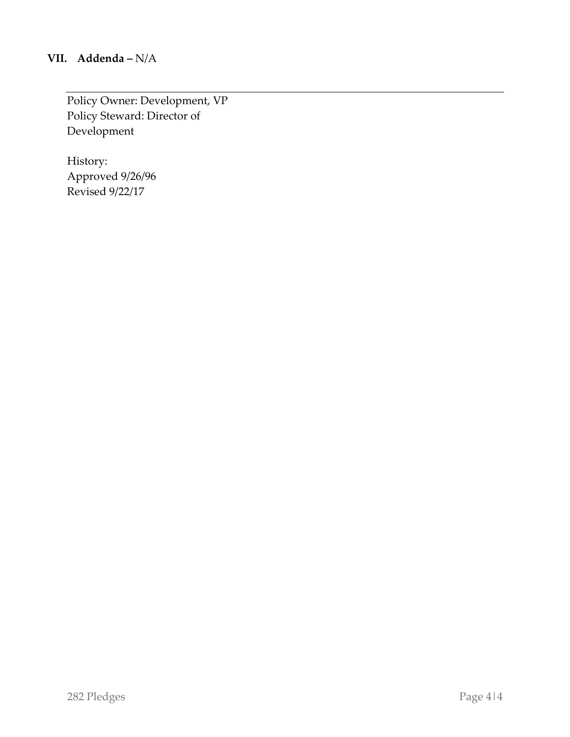## VII. Addenda – N/A

---

Policy Owner: Development, VP
Policy Steward: Director of Development

History:
Approved 9/26/96
Revised 9/22/17